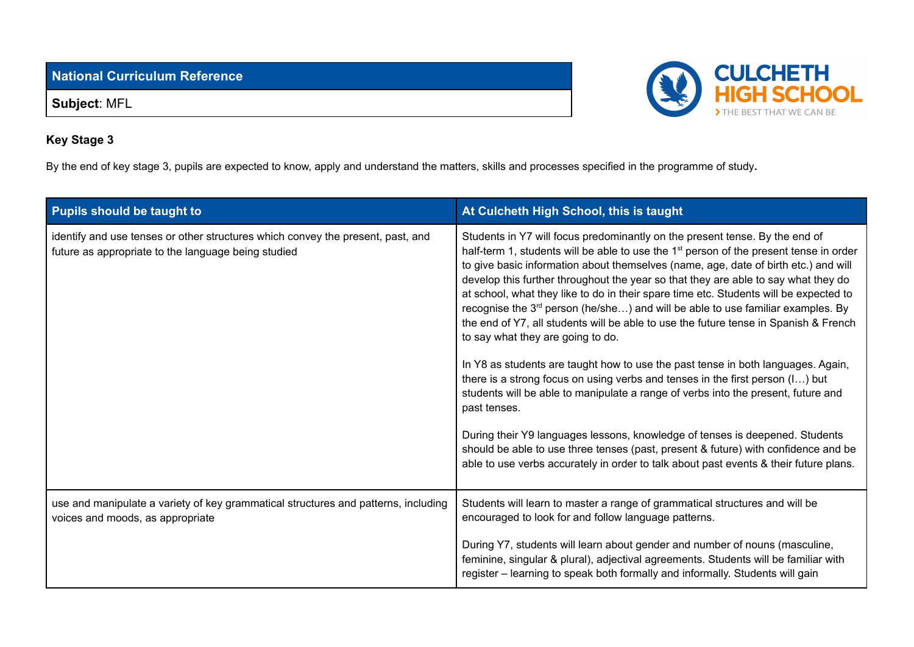| National Curriculum Reference |
|---|
| **Subject**: MFL |

**Key Stage 3**

By the end of key stage 3, pupils are expected to know, apply and understand the matters, skills and processes specified in the programme of study.

| Pupils should be taught to | At Culcheth High School, this is taught |
|---|---|
| identify and use tenses or other structures which convey the present, past, and future as appropriate to the language being studied | Students in Y7 will focus predominantly on the present tense. By the end of half-term 1, students will be able to use the 1st person of the present tense in order to give basic information about themselves (name, age, date of birth etc.) and will develop this further throughout the year so that they are able to say what they do at school, what they like to do in their spare time etc. Students will be expected to recognise the 3rd person (he/she…) and will be able to use familiar examples. By the end of Y7, all students will be able to use the future tense in Spanish & French to say what they are going to do.<br><br>In Y8 as students are taught how to use the past tense in both languages. Again, there is a strong focus on using verbs and tenses in the first person (I…) but students will be able to manipulate a range of verbs into the present, future and past tenses.<br><br>During their Y9 languages lessons, knowledge of tenses is deepened. Students should be able to use three tenses (past, present & future) with confidence and be able to use verbs accurately in order to talk about past events & their future plans. |
| use and manipulate a variety of key grammatical structures and patterns, including voices and moods, as appropriate | Students will learn to master a range of grammatical structures and will be encouraged to look for and follow language patterns.<br><br>During Y7, students will learn about gender and number of nouns (masculine, feminine, singular & plural), adjectival agreements. Students will be familiar with register – learning to speak both formally and informally. Students will gain |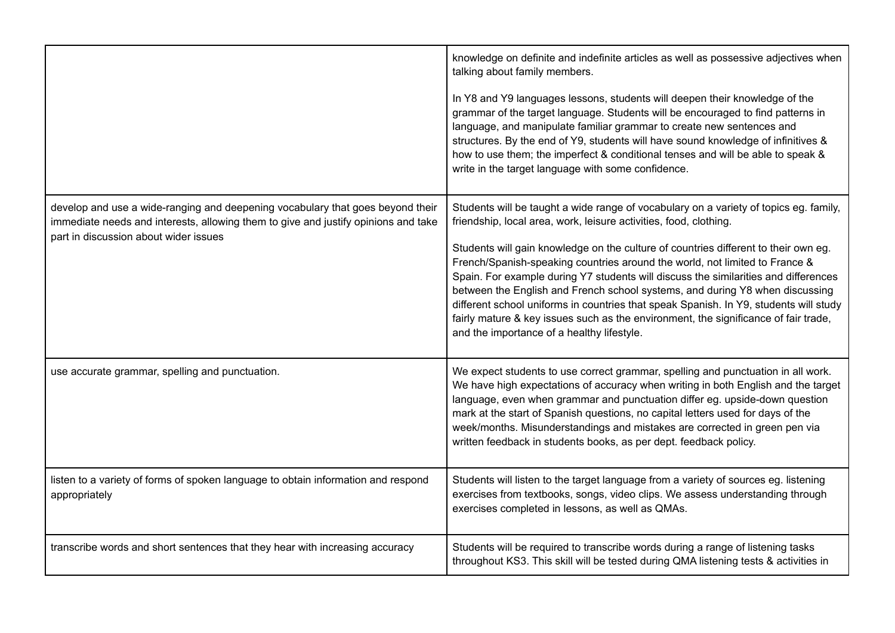| | |
|---|---|
| | knowledge on definite and indefinite articles as well as possessive adjectives when talking about family members.<br><br>In Y8 and Y9 languages lessons, students will deepen their knowledge of the grammar of the target language. Students will be encouraged to find patterns in language, and manipulate familiar grammar to create new sentences and structures. By the end of Y9, students will have sound knowledge of infinitives & how to use them; the imperfect & conditional tenses and will be able to speak & write in the target language with some confidence. |
| develop and use a wide-ranging and deepening vocabulary that goes beyond their immediate needs and interests, allowing them to give and justify opinions and take part in discussion about wider issues | Students will be taught a wide range of vocabulary on a variety of topics eg. family, friendship, local area, work, leisure activities, food, clothing.<br><br>Students will gain knowledge on the culture of countries different to their own eg. French/Spanish-speaking countries around the world, not limited to France & Spain. For example during Y7 students will discuss the similarities and differences between the English and French school systems, and during Y8 when discussing different school uniforms in countries that speak Spanish. In Y9, students will study fairly mature & key issues such as the environment, the significance of fair trade, and the importance of a healthy lifestyle. |
| use accurate grammar, spelling and punctuation. | We expect students to use correct grammar, spelling and punctuation in all work. We have high expectations of accuracy when writing in both English and the target language, even when grammar and punctuation differ eg. upside-down question mark at the start of Spanish questions, no capital letters used for days of the week/months. Misunderstandings and mistakes are corrected in green pen via written feedback in students books, as per dept. feedback policy. |
| listen to a variety of forms of spoken language to obtain information and respond appropriately | Students will listen to the target language from a variety of sources eg. listening exercises from textbooks, songs, video clips. We assess understanding through exercises completed in lessons, as well as QMAs. |
| transcribe words and short sentences that they hear with increasing accuracy | Students will be required to transcribe words during a range of listening tasks throughout KS3. This skill will be tested during QMA listening tests & activities in |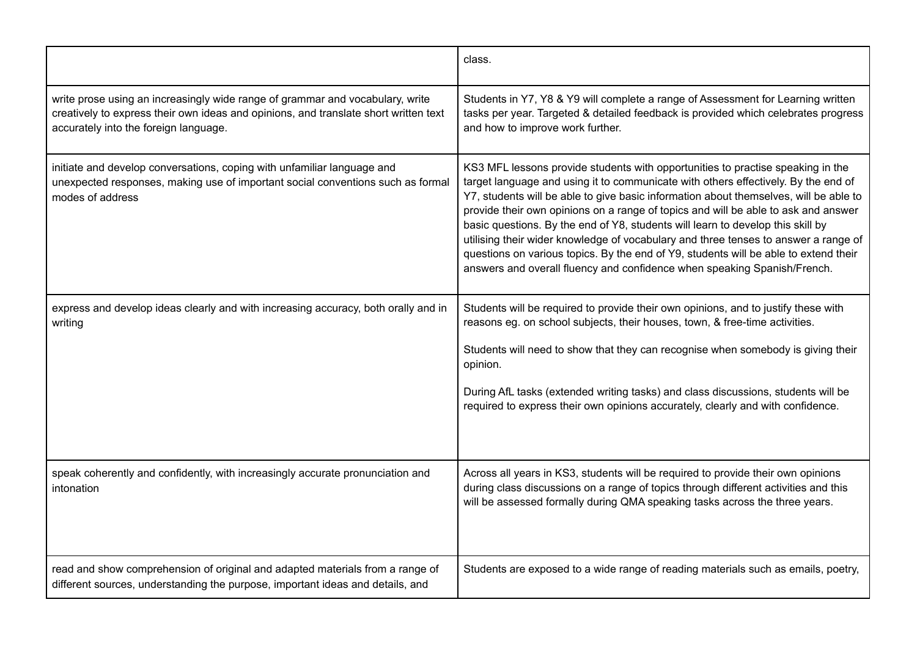| | |
|---|---|
| | class. |
| write prose using an increasingly wide range of grammar and vocabulary, write creatively to express their own ideas and opinions, and translate short written text accurately into the foreign language. | Students in Y7, Y8 & Y9 will complete a range of Assessment for Learning written tasks per year. Targeted & detailed feedback is provided which celebrates progress and how to improve work further. |
| initiate and develop conversations, coping with unfamiliar language and unexpected responses, making use of important social conventions such as formal modes of address | KS3 MFL lessons provide students with opportunities to practise speaking in the target language and using it to communicate with others effectively. By the end of Y7, students will be able to give basic information about themselves, will be able to provide their own opinions on a range of topics and will be able to ask and answer basic questions. By the end of Y8, students will learn to develop this skill by utilising their wider knowledge of vocabulary and three tenses to answer a range of questions on various topics. By the end of Y9, students will be able to extend their answers and overall fluency and confidence when speaking Spanish/French. |
| express and develop ideas clearly and with increasing accuracy, both orally and in writing | Students will be required to provide their own opinions, and to justify these with reasons eg. on school subjects, their houses, town, & free-time activities.<br><br>Students will need to show that they can recognise when somebody is giving their opinion.<br><br>During AfL tasks (extended writing tasks) and class discussions, students will be required to express their own opinions accurately, clearly and with confidence. |
| speak coherently and confidently, with increasingly accurate pronunciation and intonation | Across all years in KS3, students will be required to provide their own opinions during class discussions on a range of topics through different activities and this will be assessed formally during QMA speaking tasks across the three years. |
| read and show comprehension of original and adapted materials from a range of different sources, understanding the purpose, important ideas and details, and | Students are exposed to a wide range of reading materials such as emails, poetry, |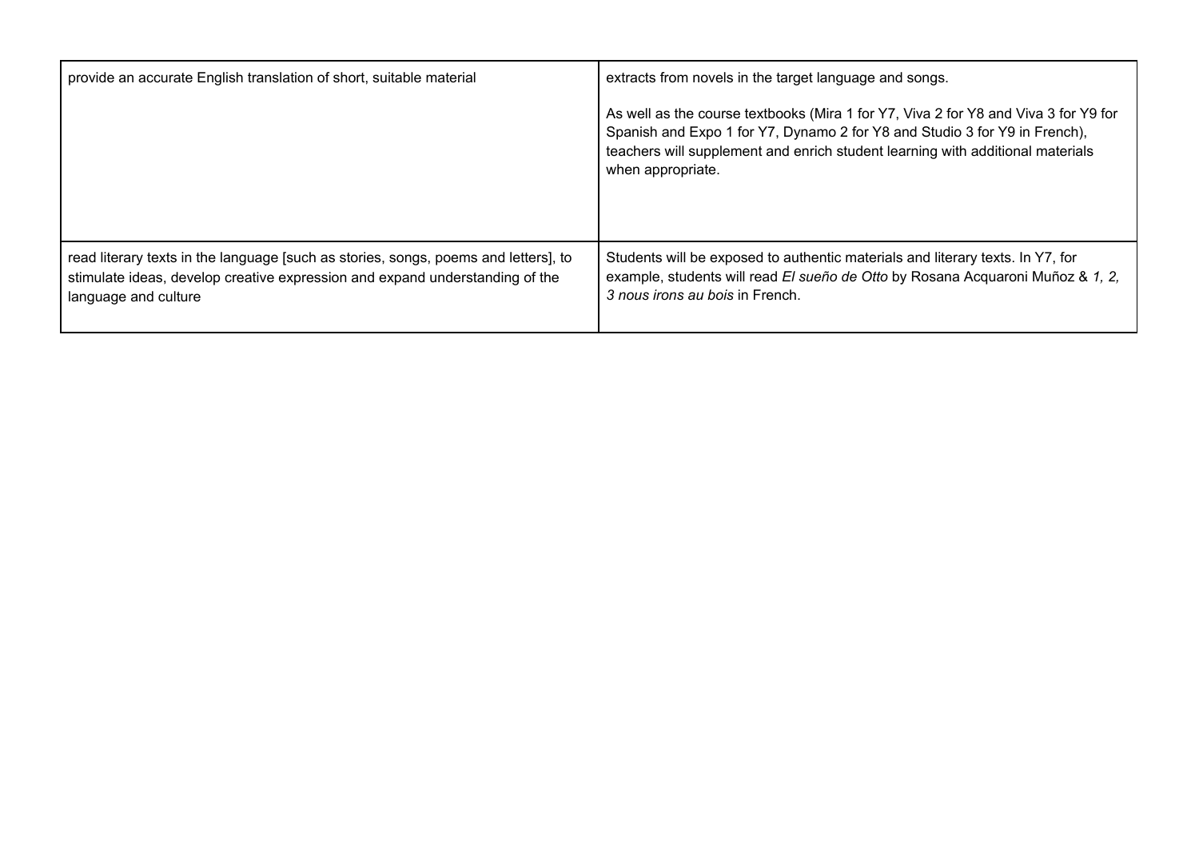| | |
|---|---|
| provide an accurate English translation of short, suitable material | extracts from novels in the target language and songs.<br><br>As well as the course textbooks (Mira 1 for Y7, Viva 2 for Y8 and Viva 3 for Y9 for Spanish and Expo 1 for Y7, Dynamo 2 for Y8 and Studio 3 for Y9 in French), teachers will supplement and enrich student learning with additional materials when appropriate. |
| read literary texts in the language [such as stories, songs, poems and letters], to stimulate ideas, develop creative expression and expand understanding of the language and culture | Students will be exposed to authentic materials and literary texts. In Y7, for example, students will read *El sueño de Otto* by Rosana Acquaroni Muñoz & *1, 2, 3 nous irons au bois* in French. |